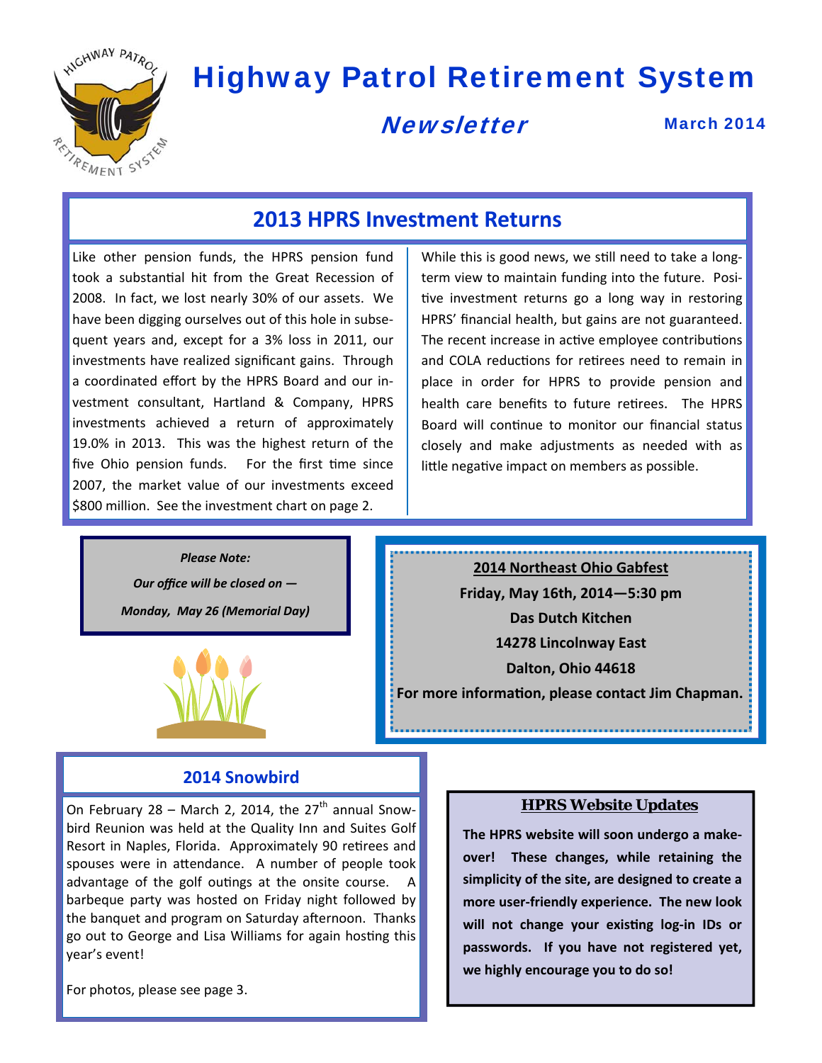# Highway Patrol Retirement System

## Newsletter

March 2014

## 2013 HPRS Investment Returns

Like other pension funds, the HPRS pension fund took a substantial hit from the Great Recession of 2008. In fact, we lost nearly 30% of our assets. We have been digging ourselves out of this hole in subsequent years and, except for a 3% loss in 2011, our investments have realized significant gains. Through a coordinated effort by the HPRS Board and our investment consultant, Hartland & Company, HPRS investments achieved a return of approximately 19.0% in 2013. This was the highest return of the five Ohio pension funds. For the first time since 2007, the market value of our investments exceed $800 million. See the investment chart on page 2.

While this is good news, we still need to take a long-term view to maintain funding into the future. Positive investment returns go a long way in restoring HPRS' financial health, but gains are not guaranteed. The recent increase in active employee contributions and COLA reductions for retirees need to remain in place in order for HPRS to provide pension and health care benefits to future retirees. The HPRS Board will continue to monitor our financial status closely and make adjustments as needed with as little negative impact on members as possible.

***Please Note:***

***Our office will be closed on —***

***Monday, May 26 (Memorial Day)***

**2014 Northeast Ohio Gabfest**

**Friday, May 16th, 2014—5:30 pm**

**Das Dutch Kitchen**

**14278 Lincolnway East**

**Dalton, Ohio 44618**

**For more information, please contact Jim Chapman.**

## 2014 Snowbird

On February 28 – March 2, 2014, the 27th annual Snowbird Reunion was held at the Quality Inn and Suites Golf Resort in Naples, Florida. Approximately 90 retirees and spouses were in attendance. A number of people took advantage of the golf outings at the onsite course. A barbeque party was hosted on Friday night followed by the banquet and program on Saturday afternoon. Thanks go out to George and Lisa Williams for again hosting this year's event!

For photos, please see page 3.

## HPRS Website Updates

**The HPRS website will soon undergo a makeover! These changes, while retaining the simplicity of the site, are designed to create a more user-friendly experience. The new look will not change your existing log-in IDs or passwords. If you have not registered yet, we highly encourage you to do so!**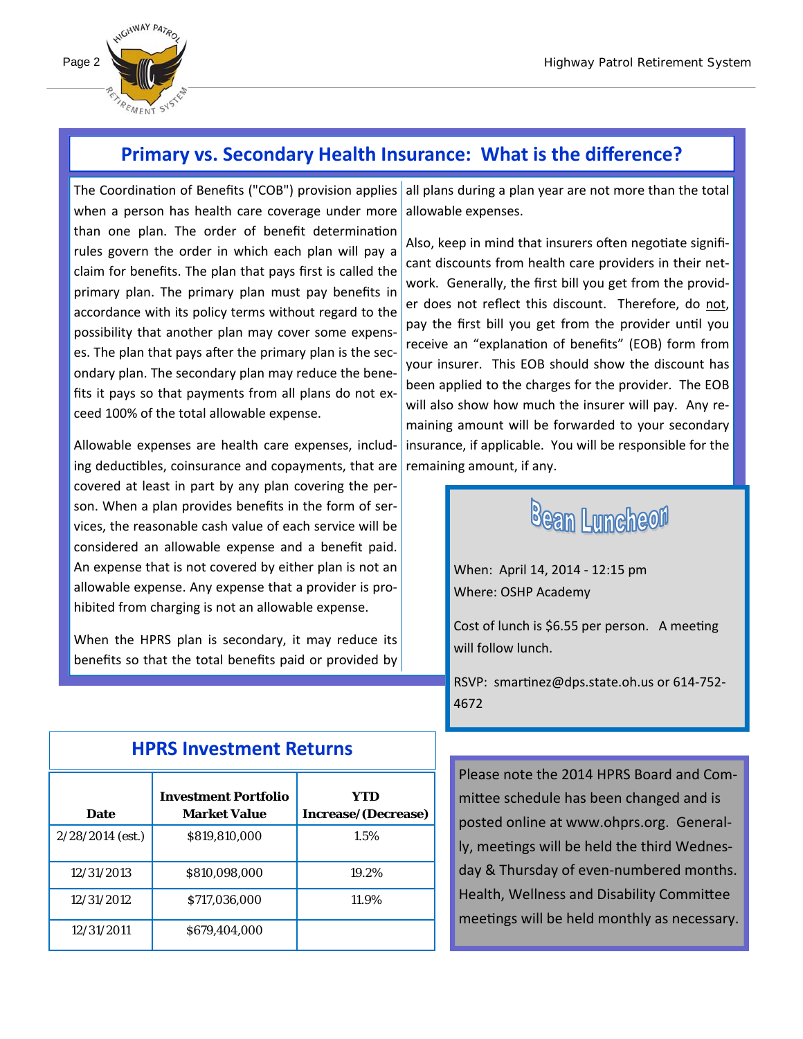## Primary vs. Secondary Health Insurance: What is the difference?

The Coordination of Benefits ("COB") provision applies when a person has health care coverage under more than one plan. The order of benefit determination rules govern the order in which each plan will pay a claim for benefits. The plan that pays first is called the primary plan. The primary plan must pay benefits in accordance with its policy terms without regard to the possibility that another plan may cover some expenses. The plan that pays after the primary plan is the secondary plan. The secondary plan may reduce the benefits it pays so that payments from all plans do not exceed 100% of the total allowable expense.

Allowable expenses are health care expenses, including deductibles, coinsurance and copayments, that are covered at least in part by any plan covering the person. When a plan provides benefits in the form of services, the reasonable cash value of each service will be considered an allowable expense and a benefit paid. An expense that is not covered by either plan is not an allowable expense. Any expense that a provider is prohibited from charging is not an allowable expense.

When the HPRS plan is secondary, it may reduce its benefits so that the total benefits paid or provided by all plans during a plan year are not more than the total allowable expenses.

Also, keep in mind that insurers often negotiate significant discounts from health care providers in their network. Generally, the first bill you get from the provider does not reflect this discount. Therefore, do not, pay the first bill you get from the provider until you receive an "explanation of benefits" (EOB) form from your insurer. This EOB should show the discount has been applied to the charges for the provider. The EOB will also show how much the insurer will pay. Any remaining amount will be forwarded to your secondary insurance, if applicable. You will be responsible for the remaining amount, if any.

## Bean Luncheon

When: April 14, 2014 - 12:15 pm
Where: OSHP Academy

Cost of lunch is $6.55 per person. A meeting will follow lunch.

RSVP: smartinez@dps.state.oh.us or 614-752-4672

## HPRS Investment Returns

| Date | Investment Portfolio Market Value | YTD Increase/(Decrease) |
|---|---|---|
| 2/28/2014 (est.) | $819,810,000 | 1.5% |
| 12/31/2013 | $810,098,000 | 19.2% |
| 12/31/2012 | $717,036,000 | 11.9% |
| 12/31/2011 | $679,404,000 | |

Please note the 2014 HPRS Board and Committee schedule has been changed and is posted online at www.ohprs.org. Generally, meetings will be held the third Wednesday & Thursday of even-numbered months. Health, Wellness and Disability Committee meetings will be held monthly as necessary.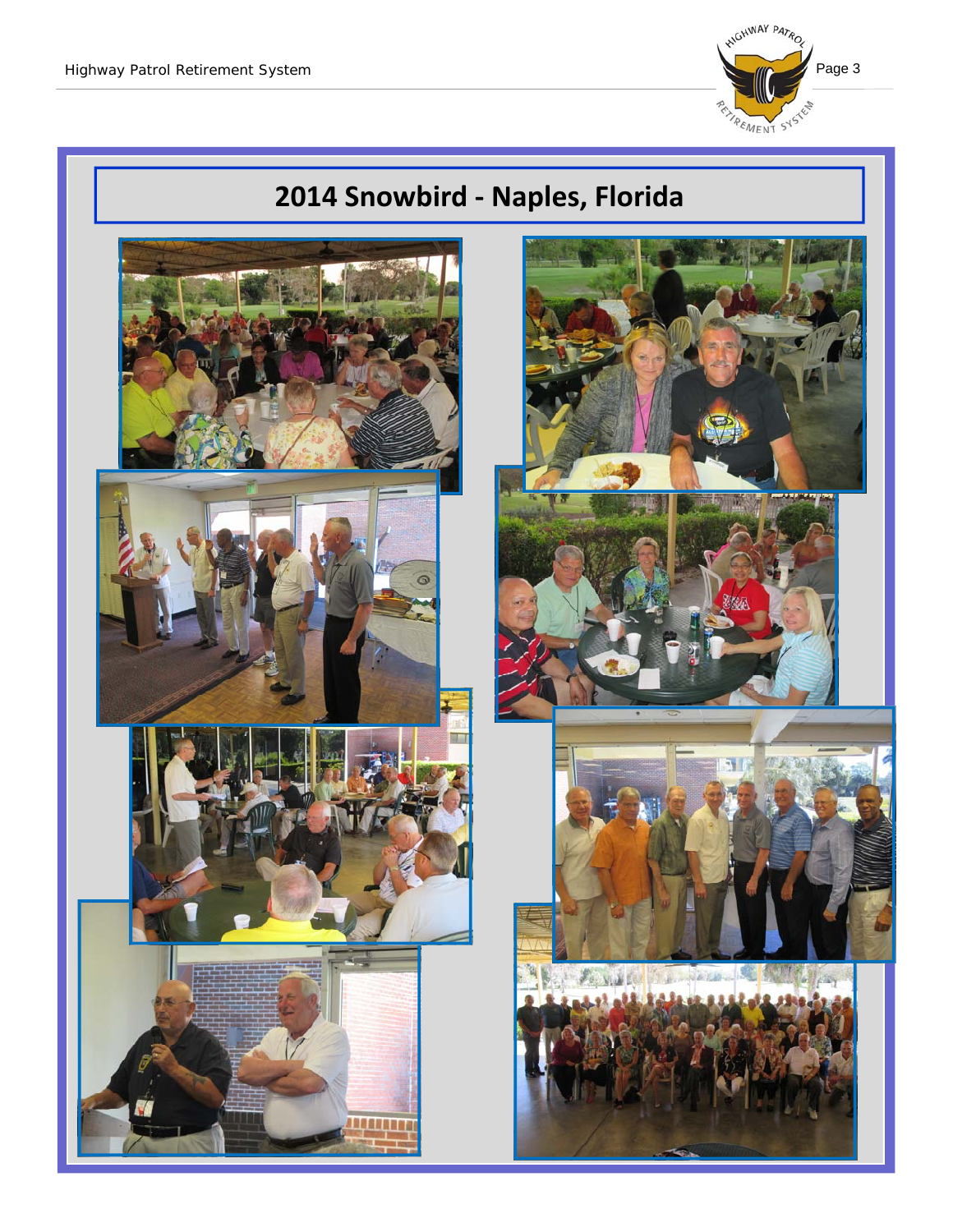# 2014 Snowbird - Naples, Florida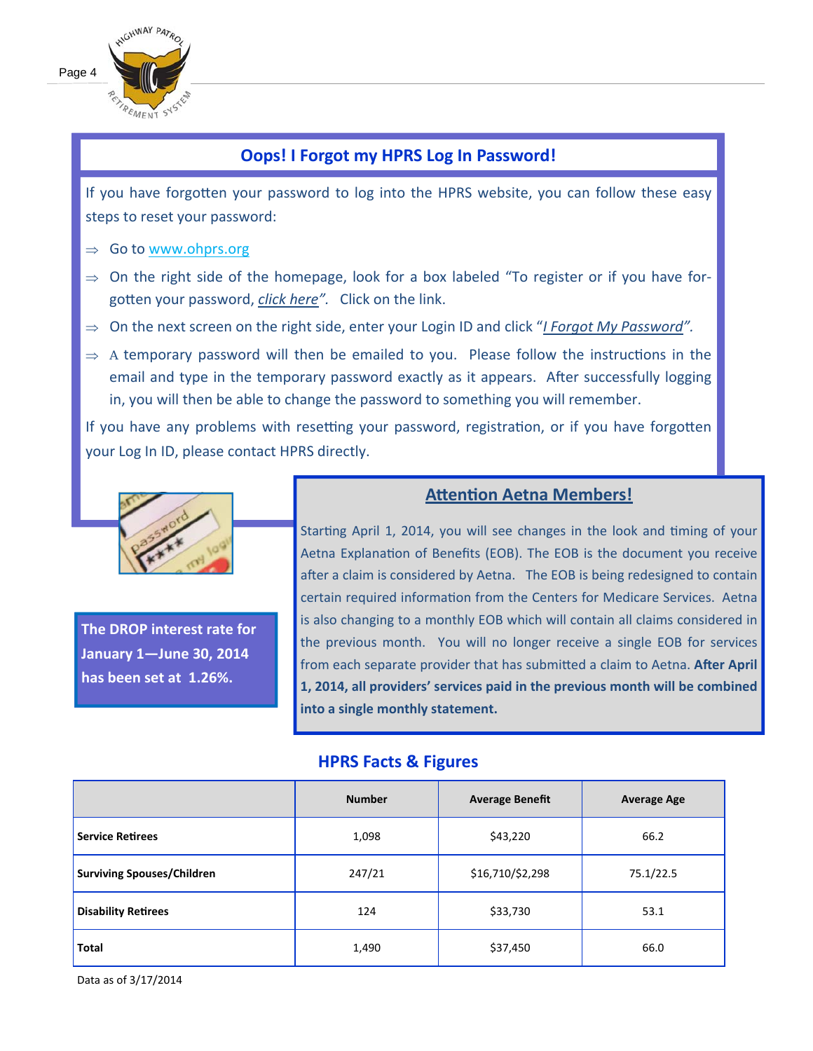## Oops! I Forgot my HPRS Log In Password!

If you have forgotten your password to log into the HPRS website, you can follow these easy steps to reset your password:

- ⇒ Go to www.ohprs.org
- ⇒ On the right side of the homepage, look for a box labeled "To register or if you have forgotten your password, *click here*". Click on the link.
- ⇒ On the next screen on the right side, enter your Login ID and click "*I Forgot My Password*".
- ⇒ A temporary password will then be emailed to you. Please follow the instructions in the email and type in the temporary password exactly as it appears. After successfully logging in, you will then be able to change the password to something you will remember.

If you have any problems with resetting your password, registration, or if you have forgotten your Log In ID, please contact HPRS directly.

**The DROP interest rate for January 1—June 30, 2014 has been set at 1.26%.**

## Attention Aetna Members!

Starting April 1, 2014, you will see changes in the look and timing of your Aetna Explanation of Benefits (EOB). The EOB is the document you receive after a claim is considered by Aetna. The EOB is being redesigned to contain certain required information from the Centers for Medicare Services. Aetna is also changing to a monthly EOB which will contain all claims considered in the previous month. You will no longer receive a single EOB for services from each separate provider that has submitted a claim to Aetna. **After April 1, 2014, all providers' services paid in the previous month will be combined into a single monthly statement.**

## HPRS Facts & Figures

| | Number | Average Benefit | Average Age |
|---|---|---|---|
| **Service Retirees** | 1,098 | $43,220 | 66.2 |
| **Surviving Spouses/Children** | 247/21 | $16,710/$2,298 | 75.1/22.5 |
| **Disability Retirees** | 124 | $33,730 | 53.1 |
| **Total** | 1,490 | $37,450 | 66.0 |

Data as of 3/17/2014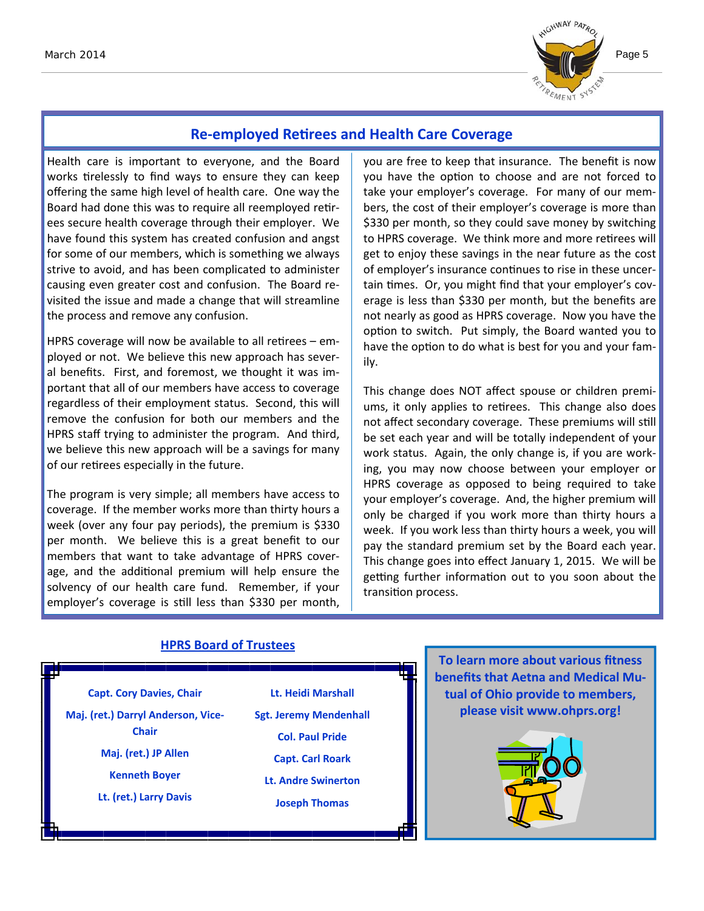## Re-employed Retirees and Health Care Coverage

Health care is important to everyone, and the Board works tirelessly to find ways to ensure they can keep offering the same high level of health care. One way the Board had done this was to require all reemployed retirees secure health coverage through their employer. We have found this system has created confusion and angst for some of our members, which is something we always strive to avoid, and has been complicated to administer causing even greater cost and confusion. The Board revisited the issue and made a change that will streamline the process and remove any confusion.

HPRS coverage will now be available to all retirees – employed or not. We believe this new approach has several benefits. First, and foremost, we thought it was important that all of our members have access to coverage regardless of their employment status. Second, this will remove the confusion for both our members and the HPRS staff trying to administer the program. And third, we believe this new approach will be a savings for many of our retirees especially in the future.

The program is very simple; all members have access to coverage. If the member works more than thirty hours a week (over any four pay periods), the premium is $330 per month. We believe this is a great benefit to our members that want to take advantage of HPRS coverage, and the additional premium will help ensure the solvency of our health care fund. Remember, if your employer's coverage is still less than $330 per month, you are free to keep that insurance. The benefit is now you have the option to choose and are not forced to take your employer's coverage. For many of our members, the cost of their employer's coverage is more than $330 per month, so they could save money by switching to HPRS coverage. We think more and more retirees will get to enjoy these savings in the near future as the cost of employer's insurance continues to rise in these uncertain times. Or, you might find that your employer's coverage is less than $330 per month, but the benefits are not nearly as good as HPRS coverage. Now you have the option to switch. Put simply, the Board wanted you to have the option to do what is best for you and your family.

This change does NOT affect spouse or children premiums, it only applies to retirees. This change also does not affect secondary coverage. These premiums will still be set each year and will be totally independent of your work status. Again, the only change is, if you are working, you may now choose between your employer or HPRS coverage as opposed to being required to take your employer's coverage. And, the higher premium will only be charged if you work more than thirty hours a week. If you work less than thirty hours a week, you will pay the standard premium set by the Board each year. This change goes into effect January 1, 2015. We will be getting further information out to you soon about the transition process.

### HPRS Board of Trustees

**Capt. Cory Davies, Chair**

**Maj. (ret.) Darryl Anderson, Vice-Chair**

**Maj. (ret.) JP Allen**

**Kenneth Boyer**

**Lt. (ret.) Larry Davis**

**Lt. Heidi Marshall**

**Sgt. Jeremy Mendenhall**

**Col. Paul Pride**

**Capt. Carl Roark**

**Lt. Andre Swinerton**

**Joseph Thomas**

**To learn more about various fitness benefits that Aetna and Medical Mutual of Ohio provide to members, please visit www.ohprs.org!**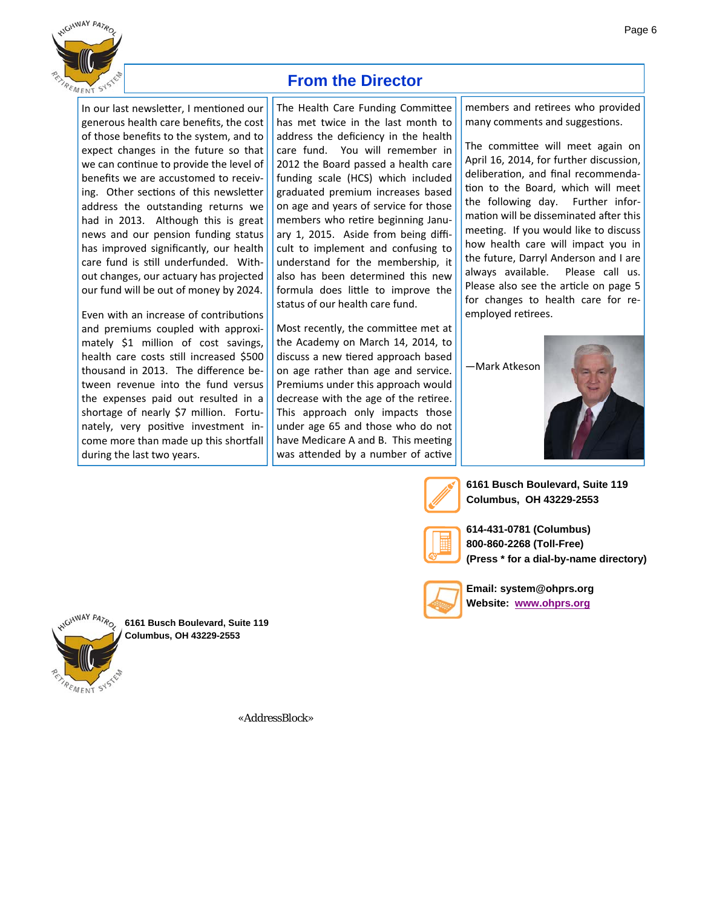## From the Director

In our last newsletter, I mentioned our generous health care benefits, the cost of those benefits to the system, and to expect changes in the future so that we can continue to provide the level of benefits we are accustomed to receiving. Other sections of this newsletter address the outstanding returns we had in 2013. Although this is great news and our pension funding status has improved significantly, our health care fund is still underfunded. Without changes, our actuary has projected our fund will be out of money by 2024.

Even with an increase of contributions and premiums coupled with approximately $1 million of cost savings, health care costs still increased $500 thousand in 2013. The difference between revenue into the fund versus the expenses paid out resulted in a shortage of nearly $7 million. Fortunately, very positive investment income more than made up this shortfall during the last two years.

The Health Care Funding Committee has met twice in the last month to address the deficiency in the health care fund. You will remember in 2012 the Board passed a health care funding scale (HCS) which included graduated premium increases based on age and years of service for those members who retire beginning January 1, 2015. Aside from being difficult to implement and confusing to understand for the membership, it also has been determined this new formula does little to improve the status of our health care fund.

Most recently, the committee met at the Academy on March 14, 2014, to discuss a new tiered approach based on age rather than age and service. Premiums under this approach would decrease with the age of the retiree. This approach only impacts those under age 65 and those who do not have Medicare A and B. This meeting was attended by a number of active members and retirees who provided many comments and suggestions.

The committee will meet again on April 16, 2014, for further discussion, deliberation, and final recommendation to the Board, which will meet the following day. Further information will be disseminated after this meeting. If you would like to discuss how health care will impact you in the future, Darryl Anderson and I are always available. Please call us. Please also see the article on page 5 for changes to health care for reemployed retirees.

—Mark Atkeson

**6161 Busch Boulevard, Suite 119**
**Columbus, OH 43229-2553**

**614-431-0781 (Columbus)**
**800-860-2268 (Toll-Free)**
**(Press * for a dial-by-name directory)**

**Email: system@ohprs.org**
**Website: www.ohprs.org**

Highway Patrol Retirement System

**6161 Busch Boulevard, Suite 119**
**Columbus, OH 43229-2553**

«AddressBlock»